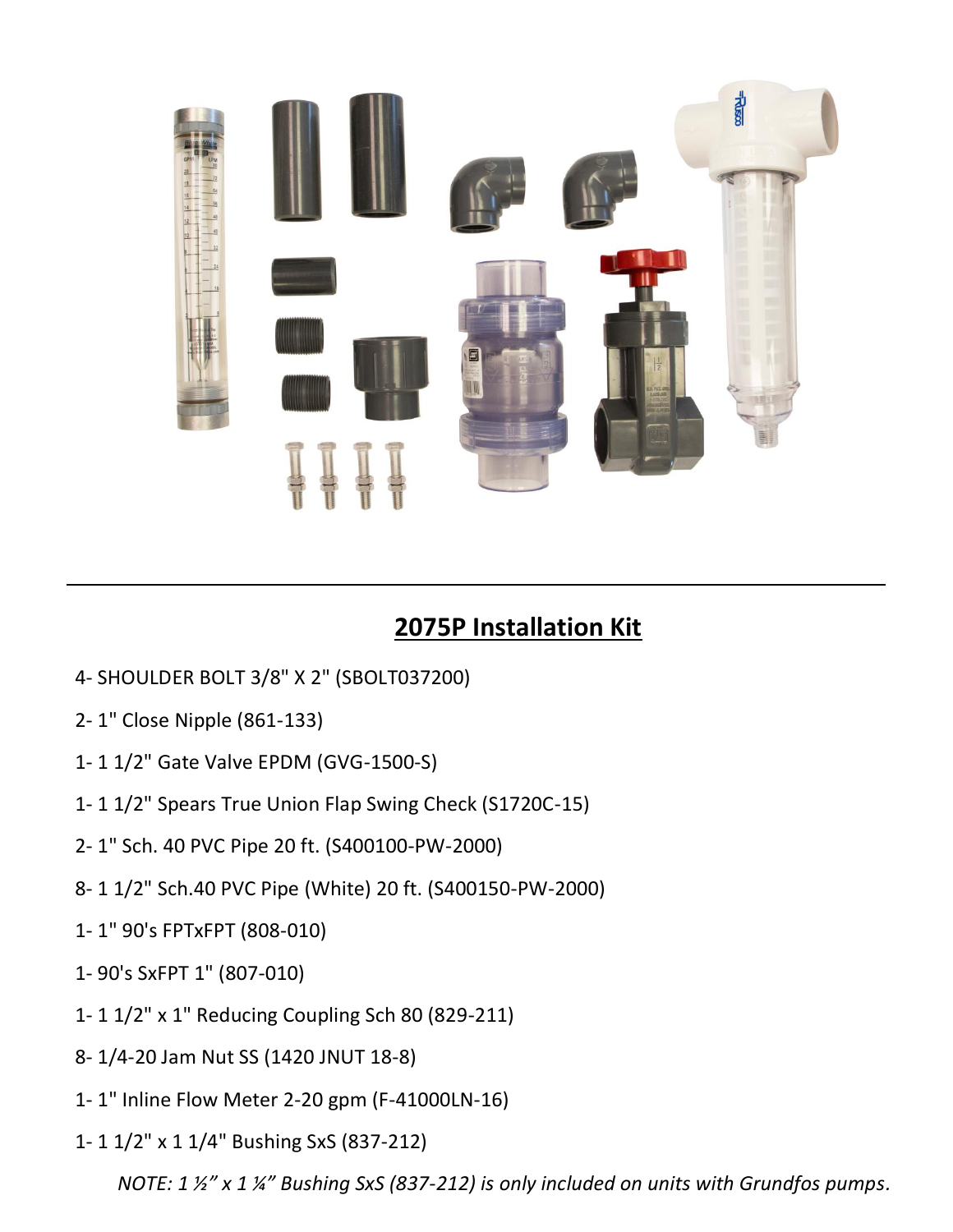## 2075P Installation Kit

4- SHOULDER BOLT 3/8" X 2" (SBOLT037200)

2- 1" Close Nipple (861-133)

1- 1 1/2" Gate Valve EPDM (GVG-1500-S)

1- 1 1/2" Spears True Union Flap Swing Check (S1720C-15)

2- 1" Sch. 40 PVC Pipe 20 ft. (S400100-PW-2000)

8- 1 1/2" Sch.40 PVC Pipe (White) 20 ft. (S400150-PW-2000)

1- 1" 90's FPTxFPT (808-010)

1- 90's SxFPT 1" (807-010)

1- 1 1/2" x 1" Reducing Coupling Sch 80 (829-211)

8- 1/4-20 Jam Nut SS (1420 JNUT 18-8)

1- 1" Inline Flow Meter 2-20 gpm (F-41000LN-16)

1- 1 1/2" x 1 1/4" Bushing SxS (837-212)

*NOTE: 1 ½" x 1 ¼" Bushing SxS (837-212) is only included on units with Grundfos pumps.*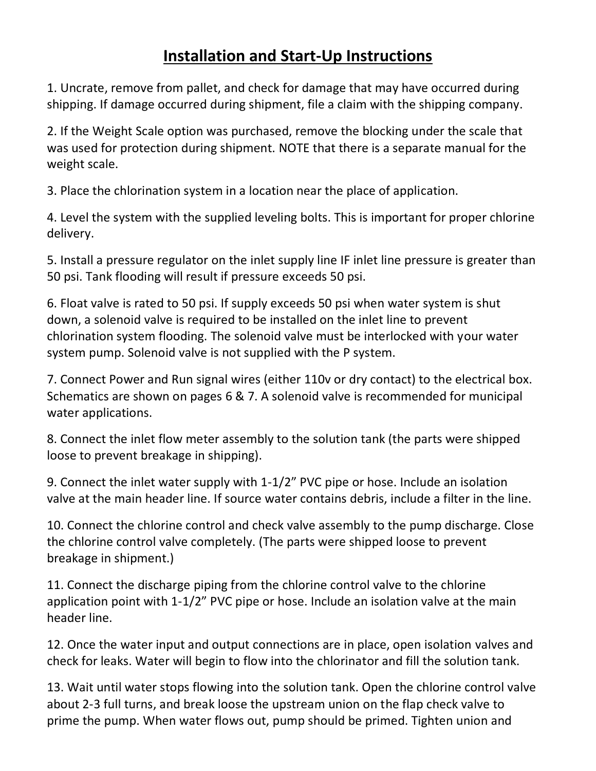# Installation and Start-Up Instructions

1. Uncrate, remove from pallet, and check for damage that may have occurred during shipping. If damage occurred during shipment, file a claim with the shipping company.

2. If the Weight Scale option was purchased, remove the blocking under the scale that was used for protection during shipment. NOTE that there is a separate manual for the weight scale.

3. Place the chlorination system in a location near the place of application.

4. Level the system with the supplied leveling bolts. This is important for proper chlorine delivery.

5. Install a pressure regulator on the inlet supply line IF inlet line pressure is greater than 50 psi. Tank flooding will result if pressure exceeds 50 psi.

6. Float valve is rated to 50 psi. If supply exceeds 50 psi when water system is shut down, a solenoid valve is required to be installed on the inlet line to prevent chlorination system flooding. The solenoid valve must be interlocked with your water system pump. Solenoid valve is not supplied with the P system.

7. Connect Power and Run signal wires (either 110v or dry contact) to the electrical box. Schematics are shown on pages 6 & 7. A solenoid valve is recommended for municipal water applications.

8. Connect the inlet flow meter assembly to the solution tank (the parts were shipped loose to prevent breakage in shipping).

9. Connect the inlet water supply with 1-1/2" PVC pipe or hose. Include an isolation valve at the main header line. If source water contains debris, include a filter in the line.

10. Connect the chlorine control and check valve assembly to the pump discharge. Close the chlorine control valve completely. (The parts were shipped loose to prevent breakage in shipment.)

11. Connect the discharge piping from the chlorine control valve to the chlorine application point with 1-1/2" PVC pipe or hose. Include an isolation valve at the main header line.

12. Once the water input and output connections are in place, open isolation valves and check for leaks. Water will begin to flow into the chlorinator and fill the solution tank.

13. Wait until water stops flowing into the solution tank. Open the chlorine control valve about 2-3 full turns, and break loose the upstream union on the flap check valve to prime the pump. When water flows out, pump should be primed. Tighten union and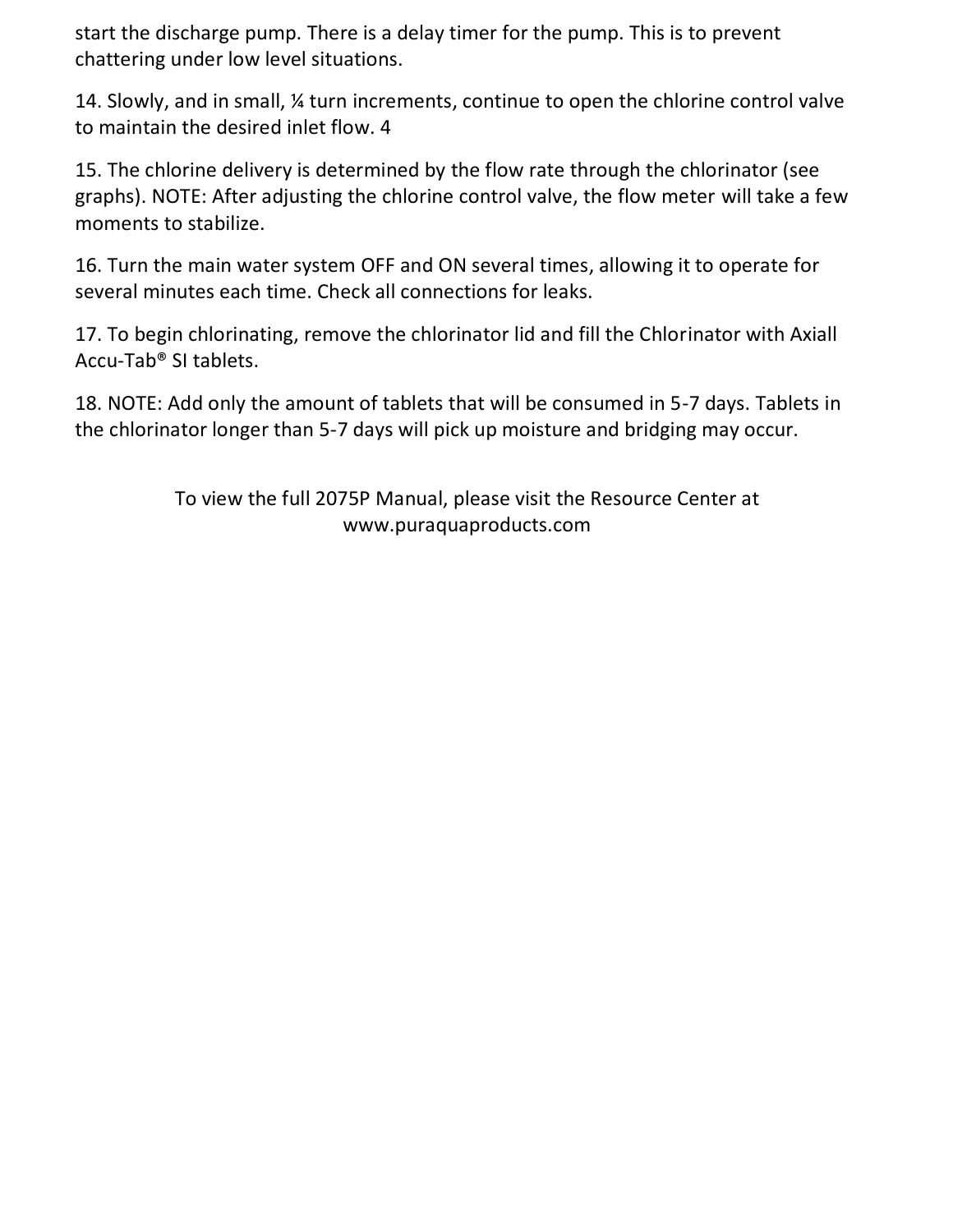start the discharge pump. There is a delay timer for the pump. This is to prevent chattering under low level situations.

14. Slowly, and in small, ¼ turn increments, continue to open the chlorine control valve to maintain the desired inlet flow. 4

15. The chlorine delivery is determined by the flow rate through the chlorinator (see graphs). NOTE: After adjusting the chlorine control valve, the flow meter will take a few moments to stabilize.

16. Turn the main water system OFF and ON several times, allowing it to operate for several minutes each time. Check all connections for leaks.

17. To begin chlorinating, remove the chlorinator lid and fill the Chlorinator with Axiall Accu-Tab® SI tablets.

18. NOTE: Add only the amount of tablets that will be consumed in 5-7 days. Tablets in the chlorinator longer than 5-7 days will pick up moisture and bridging may occur.

To view the full 2075P Manual, please visit the Resource Center at www.puraquaproducts.com